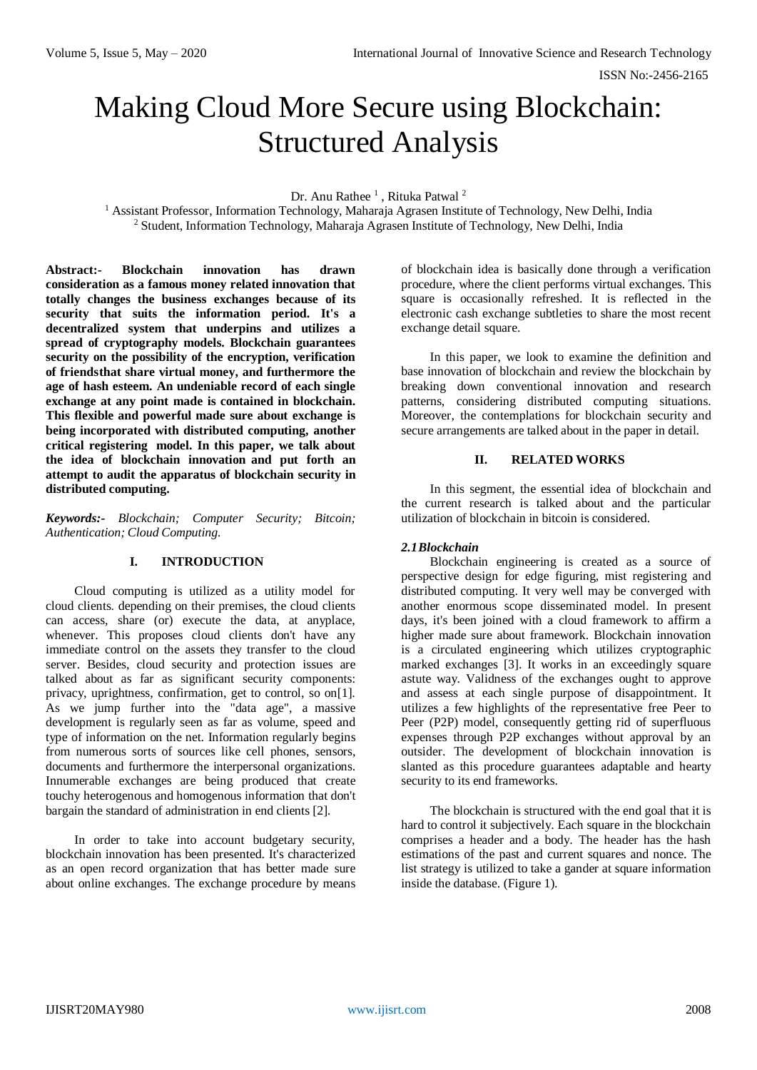# Making Cloud More Secure using Blockchain: Structured Analysis

Dr. Anu Rathee [1], Rituka Patwal [2]

[1] Assistant Professor, Information Technology, Maharaja Agrasen Institute of Technology, New Delhi, India
[2] Student, Information Technology, Maharaja Agrasen Institute of Technology, New Delhi, India

**Abstract:- Blockchain innovation has drawn consideration as a famous money related innovation that totally changes the business exchanges because of its security that suits the information period. It's a decentralized system that underpins and utilizes a spread of cryptography models. Blockchain guarantees security on the possibility of the encryption, verification of friendsthat share virtual money, and furthermore the age of hash esteem. An undeniable record of each single exchange at any point made is contained in blockchain. This flexible and powerful made sure about exchange is being incorporated with distributed computing, another critical registering model. In this paper, we talk about the idea of blockchain innovation and put forth an attempt to audit the apparatus of blockchain security in distributed computing.**

***Keywords:-*** *Blockchain; Computer Security; Bitcoin; Authentication; Cloud Computing.*

## I. INTRODUCTION

Cloud computing is utilized as a utility model for cloud clients. depending on their premises, the cloud clients can access, share (or) execute the data, at anyplace, whenever. This proposes cloud clients don't have any immediate control on the assets they transfer to the cloud server. Besides, cloud security and protection issues are talked about as far as significant security components: privacy, uprightness, confirmation, get to control, so on[1]. As we jump further into the "data age", a massive development is regularly seen as far as volume, speed and type of information on the net. Information regularly begins from numerous sorts of sources like cell phones, sensors, documents and furthermore the interpersonal organizations. Innumerable exchanges are being produced that create touchy heterogenous and homogenous information that don't bargain the standard of administration in end clients [2].

In order to take into account budgetary security, blockchain innovation has been presented. It's characterized as an open record organization that has better made sure about online exchanges. The exchange procedure by means of blockchain idea is basically done through a verification procedure, where the client performs virtual exchanges. This square is occasionally refreshed. It is reflected in the electronic cash exchange subtleties to share the most recent exchange detail square.

In this paper, we look to examine the definition and base innovation of blockchain and review the blockchain by breaking down conventional innovation and research patterns, considering distributed computing situations. Moreover, the contemplations for blockchain security and secure arrangements are talked about in the paper in detail.

## II. RELATED WORKS

In this segment, the essential idea of blockchain and the current research is talked about and the particular utilization of blockchain in bitcoin is considered.

### *2.1 Blockchain*

Blockchain engineering is created as a source of perspective design for edge figuring, mist registering and distributed computing. It very well may be converged with another enormous scope disseminated model. In present days, it's been joined with a cloud framework to affirm a higher made sure about framework. Blockchain innovation is a circulated engineering which utilizes cryptographic marked exchanges [3]. It works in an exceedingly square astute way. Validness of the exchanges ought to approve and assess at each single purpose of disappointment. It utilizes a few highlights of the representative free Peer to Peer (P2P) model, consequently getting rid of superfluous expenses through P2P exchanges without approval by an outsider. The development of blockchain innovation is slanted as this procedure guarantees adaptable and hearty security to its end frameworks.

The blockchain is structured with the end goal that it is hard to control it subjectively. Each square in the blockchain comprises a header and a body. The header has the hash estimations of the past and current squares and nonce. The list strategy is utilized to take a gander at square information inside the database. (Figure 1).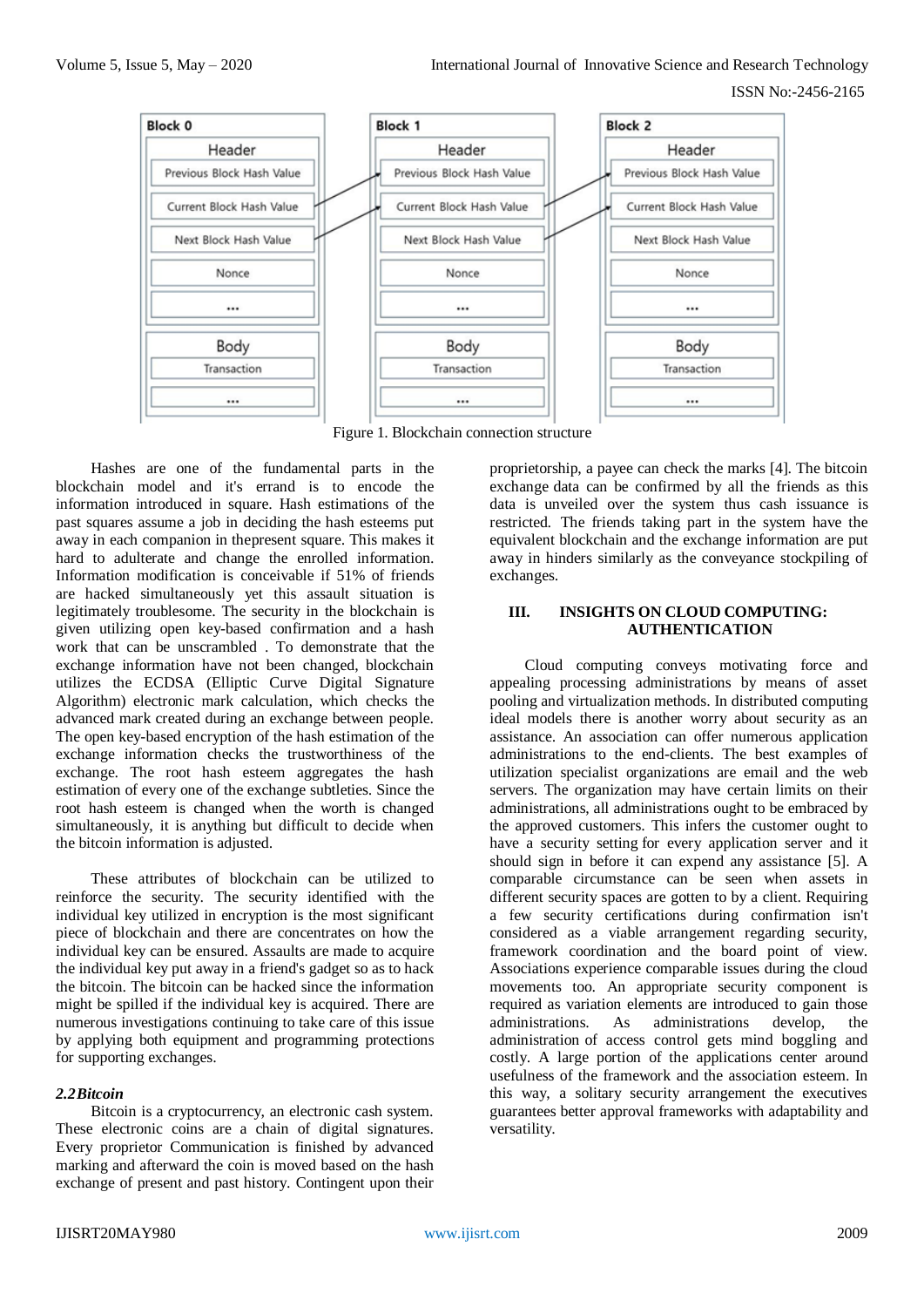Figure 1. Blockchain connection structure

Hashes are one of the fundamental parts in the blockchain model and it's errand is to encode the information introduced in square. Hash estimations of the past squares assume a job in deciding the hash esteems put away in each companion in thepresent square. This makes it hard to adulterate and change the enrolled information. Information modification is conceivable if 51% of friends are hacked simultaneously yet this assault situation is legitimately troublesome. The security in the blockchain is given utilizing open key-based confirmation and a hash work that can be unscrambled . To demonstrate that the exchange information have not been changed, blockchain utilizes the ECDSA (Elliptic Curve Digital Signature Algorithm) electronic mark calculation, which checks the advanced mark created during an exchange between people. The open key-based encryption of the hash estimation of the exchange information checks the trustworthiness of the exchange. The root hash esteem aggregates the hash estimation of every one of the exchange subtleties. Since the root hash esteem is changed when the worth is changed simultaneously, it is anything but difficult to decide when the bitcoin information is adjusted.

These attributes of blockchain can be utilized to reinforce the security. The security identified with the individual key utilized in encryption is the most significant piece of blockchain and there are concentrates on how the individual key can be ensured. Assaults are made to acquire the individual key put away in a friend's gadget so as to hack the bitcoin. The bitcoin can be hacked since the information might be spilled if the individual key is acquired. There are numerous investigations continuing to take care of this issue by applying both equipment and programming protections for supporting exchanges.

### *2.2 Bitcoin*

Bitcoin is a cryptocurrency, an electronic cash system. These electronic coins are a chain of digital signatures. Every proprietor Communication is finished by advanced marking and afterward the coin is moved based on the hash exchange of present and past history. Contingent upon their proprietorship, a payee can check the marks [4]. The bitcoin exchange data can be confirmed by all the friends as this data is unveiled over the system thus cash issuance is restricted. The friends taking part in the system have the equivalent blockchain and the exchange information are put away in hinders similarly as the conveyance stockpiling of exchanges.

## III. INSIGHTS ON CLOUD COMPUTING: AUTHENTICATION

Cloud computing conveys motivating force and appealing processing administrations by means of asset pooling and virtualization methods. In distributed computing ideal models there is another worry about security as an assistance. An association can offer numerous application administrations to the end-clients. The best examples of utilization specialist organizations are email and the web servers. The organization may have certain limits on their administrations, all administrations ought to be embraced by the approved customers. This infers the customer ought to have a security setting for every application server and it should sign in before it can expend any assistance [5]. A comparable circumstance can be seen when assets in different security spaces are gotten to by a client. Requiring a few security certifications during confirmation isn't considered as a viable arrangement regarding security, framework coordination and the board point of view. Associations experience comparable issues during the cloud movements too. An appropriate security component is required as variation elements are introduced to gain those administrations. As administrations develop, the administration of access control gets mind boggling and costly. A large portion of the applications center around usefulness of the framework and the association esteem. In this way, a solitary security arrangement the executives guarantees better approval frameworks with adaptability and versatility.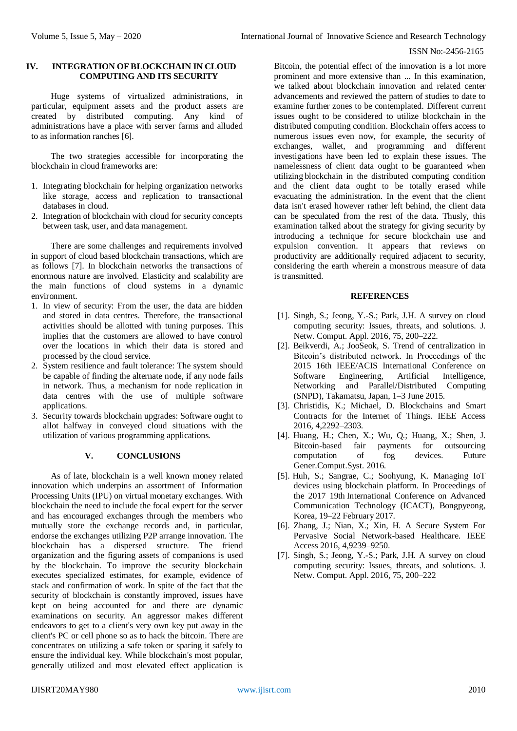## IV. INTEGRATION OF BLOCKCHAIN IN CLOUD COMPUTING AND ITS SECURITY

Huge systems of virtualized administrations, in particular, equipment assets and the product assets are created by distributed computing. Any kind of administrations have a place with server farms and alluded to as information ranches [6].

The two strategies accessible for incorporating the blockchain in cloud frameworks are:

1. Integrating blockchain for helping organization networks like storage, access and replication to transactional databases in cloud.
2. Integration of blockchain with cloud for security concepts between task, user, and data management.

There are some challenges and requirements involved in support of cloud based blockchain transactions, which are as follows [7]. In blockchain networks the transactions of enormous nature are involved. Elasticity and scalability are the main functions of cloud systems in a dynamic environment.

1. In view of security: From the user, the data are hidden and stored in data centres. Therefore, the transactional activities should be allotted with tuning purposes. This implies that the customers are allowed to have control over the locations in which their data is stored and processed by the cloud service.
2. System resilience and fault tolerance: The system should be capable of finding the alternate node, if any node fails in network. Thus, a mechanism for node replication in data centres with the use of multiple software applications.
3. Security towards blockchain upgrades: Software ought to allot halfway in conveyed cloud situations with the utilization of various programming applications.

## V. CONCLUSIONS

As of late, blockchain is a well known money related innovation which underpins an assortment of Information Processing Units (IPU) on virtual monetary exchanges. With blockchain the need to include the focal expert for the server and has encouraged exchanges through the members who mutually store the exchange records and, in particular, endorse the exchanges utilizing P2P arrange innovation. The blockchain has a dispersed structure. The friend organization and the figuring assets of companions is used by the blockchain. To improve the security blockchain executes specialized estimates, for example, evidence of stack and confirmation of work. In spite of the fact that the security of blockchain is constantly improved, issues have kept on being accounted for and there are dynamic examinations on security. An aggressor makes different endeavors to get to a client's very own key put away in the client's PC or cell phone so as to hack the bitcoin. There are concentrates on utilizing a safe token or sparing it safely to ensure the individual key. While blockchain's most popular, generally utilized and most elevated effect application is Bitcoin, the potential effect of the innovation is a lot more prominent and more extensive than ... In this examination, we talked about blockchain innovation and related center advancements and reviewed the pattern of studies to date to examine further zones to be contemplated. Different current issues ought to be considered to utilize blockchain in the distributed computing condition. Blockchain offers access to numerous issues even now, for example, the security of exchanges, wallet, and programming and different investigations have been led to explain these issues. The namelessness of client data ought to be guaranteed when utilizing blockchain in the distributed computing condition and the client data ought to be totally erased while evacuating the administration. In the event that the client data isn't erased however rather left behind, the client data can be speculated from the rest of the data. Thusly, this examination talked about the strategy for giving security by introducing a technique for secure blockchain use and expulsion convention. It appears that reviews on productivity are additionally required adjacent to security, considering the earth wherein a monstrous measure of data is transmitted.

## REFERENCES

[1]. Singh, S.; Jeong, Y.-S.; Park, J.H. A survey on cloud computing security: Issues, threats, and solutions. J. Netw. Comput. Appl. 2016, 75, 200–222.

[2]. Beikverdi, A.; JooSeok, S. Trend of centralization in Bitcoin's distributed network. In Proceedings of the 2015 16th IEEE/ACIS International Conference on Software Engineering, Artificial Intelligence, Networking and Parallel/Distributed Computing (SNPD), Takamatsu, Japan, 1–3 June 2015.

[3]. Christidis, K.; Michael, D. Blockchains and Smart Contracts for the Internet of Things. IEEE Access 2016, 4,2292–2303.

[4]. Huang, H.; Chen, X.; Wu, Q.; Huang, X.; Shen, J. Bitcoin-based fair payments for outsourcing computation of fog devices. Future Gener.Comput.Syst. 2016.

[5]. Huh, S.; Sangrae, C.; Soohyung, K. Managing IoT devices using blockchain platform. In Proceedings of the 2017 19th International Conference on Advanced Communication Technology (ICACT), Bongpyeong, Korea, 19–22 February 2017.

[6]. Zhang, J.; Nian, X.; Xin, H. A Secure System For Pervasive Social Network-based Healthcare. IEEE Access 2016, 4,9239–9250.

[7]. Singh, S.; Jeong, Y.-S.; Park, J.H. A survey on cloud computing security: Issues, threats, and solutions. J. Netw. Comput. Appl. 2016, 75, 200–222